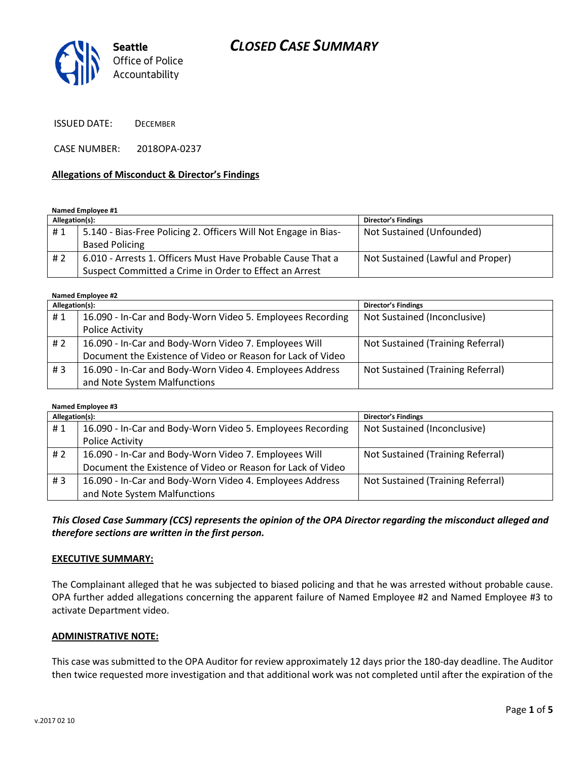# CLOSED CASE SUMMARY

Seattle Office of Police Accountability

ISSUED DATE: DECEMBER

CASE NUMBER: 2018OPA-0237

**Allegations of Misconduct & Director's Findings**

**Named Employee #1**

| Allegation(s): | | Director's Findings |
|---|---|---|
| # 1 | 5.140 - Bias-Free Policing 2. Officers Will Not Engage in Bias-Based Policing | Not Sustained (Unfounded) |
| # 2 | 6.010 - Arrests 1. Officers Must Have Probable Cause That a Suspect Committed a Crime in Order to Effect an Arrest | Not Sustained (Lawful and Proper) |

**Named Employee #2**

| Allegation(s): | | Director's Findings |
|---|---|---|
| # 1 | 16.090 - In-Car and Body-Worn Video 5. Employees Recording Police Activity | Not Sustained (Inconclusive) |
| # 2 | 16.090 - In-Car and Body-Worn Video 7. Employees Will Document the Existence of Video or Reason for Lack of Video | Not Sustained (Training Referral) |
| # 3 | 16.090 - In-Car and Body-Worn Video 4. Employees Address and Note System Malfunctions | Not Sustained (Training Referral) |

**Named Employee #3**

| Allegation(s): | | Director's Findings |
|---|---|---|
| # 1 | 16.090 - In-Car and Body-Worn Video 5. Employees Recording Police Activity | Not Sustained (Inconclusive) |
| # 2 | 16.090 - In-Car and Body-Worn Video 7. Employees Will Document the Existence of Video or Reason for Lack of Video | Not Sustained (Training Referral) |
| # 3 | 16.090 - In-Car and Body-Worn Video 4. Employees Address and Note System Malfunctions | Not Sustained (Training Referral) |

***This Closed Case Summary (CCS) represents the opinion of the OPA Director regarding the misconduct alleged and therefore sections are written in the first person.***

**EXECUTIVE SUMMARY:**

The Complainant alleged that he was subjected to biased policing and that he was arrested without probable cause. OPA further added allegations concerning the apparent failure of Named Employee #2 and Named Employee #3 to activate Department video.

**ADMINISTRATIVE NOTE:**

This case was submitted to the OPA Auditor for review approximately 12 days prior the 180-day deadline. The Auditor then twice requested more investigation and that additional work was not completed until after the expiration of the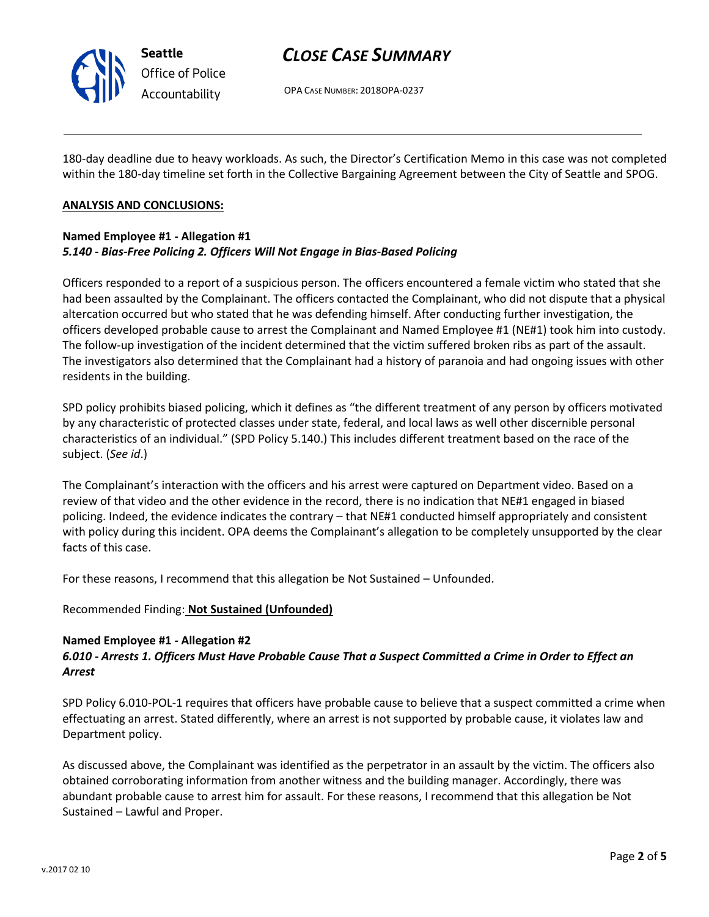180-day deadline due to heavy workloads. As such, the Director's Certification Memo in this case was not completed within the 180-day timeline set forth in the Collective Bargaining Agreement between the City of Seattle and SPOG.

**ANALYSIS AND CONCLUSIONS:**

**Named Employee #1 - Allegation #1**
***5.140 - Bias-Free Policing 2. Officers Will Not Engage in Bias-Based Policing***

Officers responded to a report of a suspicious person. The officers encountered a female victim who stated that she had been assaulted by the Complainant. The officers contacted the Complainant, who did not dispute that a physical altercation occurred but who stated that he was defending himself. After conducting further investigation, the officers developed probable cause to arrest the Complainant and Named Employee #1 (NE#1) took him into custody. The follow-up investigation of the incident determined that the victim suffered broken ribs as part of the assault. The investigators also determined that the Complainant had a history of paranoia and had ongoing issues with other residents in the building.

SPD policy prohibits biased policing, which it defines as "the different treatment of any person by officers motivated by any characteristic of protected classes under state, federal, and local laws as well other discernible personal characteristics of an individual." (SPD Policy 5.140.) This includes different treatment based on the race of the subject. (*See id*.)

The Complainant's interaction with the officers and his arrest were captured on Department video. Based on a review of that video and the other evidence in the record, there is no indication that NE#1 engaged in biased policing. Indeed, the evidence indicates the contrary – that NE#1 conducted himself appropriately and consistent with policy during this incident. OPA deems the Complainant's allegation to be completely unsupported by the clear facts of this case.

For these reasons, I recommend that this allegation be Not Sustained – Unfounded.

Recommended Finding: **Not Sustained (Unfounded)**

**Named Employee #1 - Allegation #2**
***6.010 - Arrests 1. Officers Must Have Probable Cause That a Suspect Committed a Crime in Order to Effect an Arrest***

SPD Policy 6.010-POL-1 requires that officers have probable cause to believe that a suspect committed a crime when effectuating an arrest. Stated differently, where an arrest is not supported by probable cause, it violates law and Department policy.

As discussed above, the Complainant was identified as the perpetrator in an assault by the victim. The officers also obtained corroborating information from another witness and the building manager. Accordingly, there was abundant probable cause to arrest him for assault. For these reasons, I recommend that this allegation be Not Sustained – Lawful and Proper.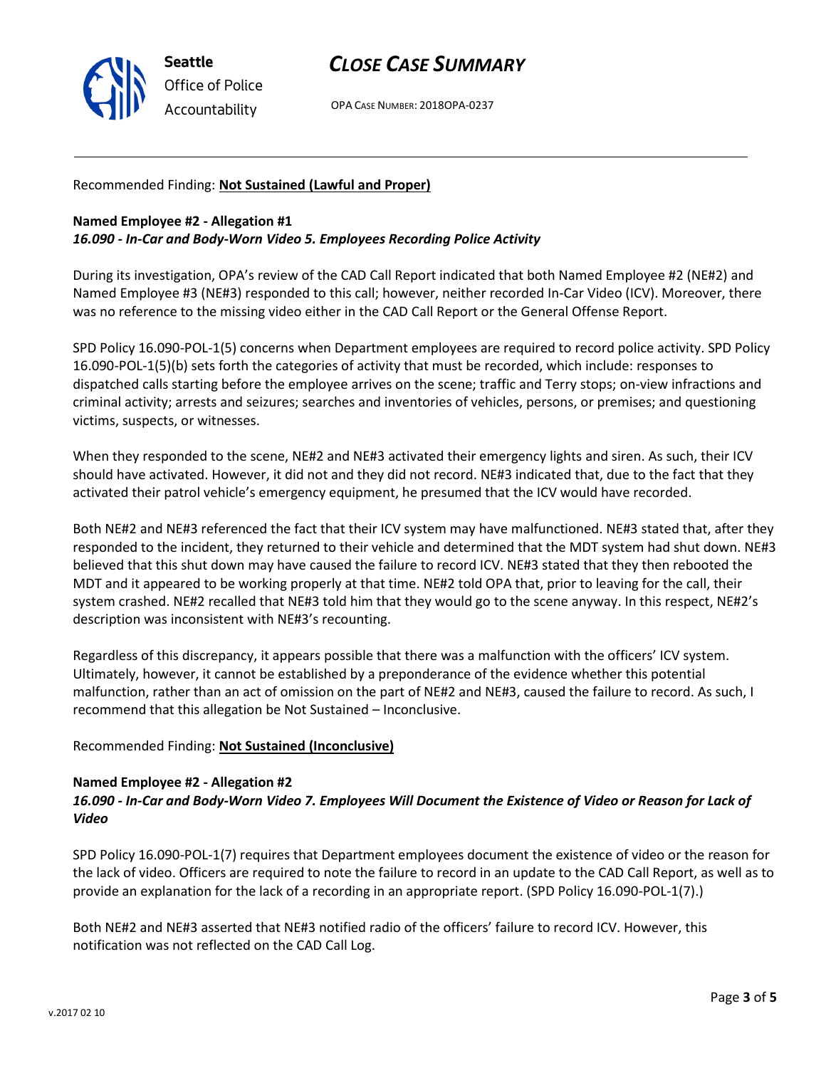Recommended Finding: **Not Sustained (Lawful and Proper)**

**Named Employee #2 - Allegation #1**
***16.090 - In-Car and Body-Worn Video 5. Employees Recording Police Activity***

During its investigation, OPA's review of the CAD Call Report indicated that both Named Employee #2 (NE#2) and Named Employee #3 (NE#3) responded to this call; however, neither recorded In-Car Video (ICV). Moreover, there was no reference to the missing video either in the CAD Call Report or the General Offense Report.

SPD Policy 16.090-POL-1(5) concerns when Department employees are required to record police activity. SPD Policy 16.090-POL-1(5)(b) sets forth the categories of activity that must be recorded, which include: responses to dispatched calls starting before the employee arrives on the scene; traffic and Terry stops; on-view infractions and criminal activity; arrests and seizures; searches and inventories of vehicles, persons, or premises; and questioning victims, suspects, or witnesses.

When they responded to the scene, NE#2 and NE#3 activated their emergency lights and siren. As such, their ICV should have activated. However, it did not and they did not record. NE#3 indicated that, due to the fact that they activated their patrol vehicle's emergency equipment, he presumed that the ICV would have recorded.

Both NE#2 and NE#3 referenced the fact that their ICV system may have malfunctioned. NE#3 stated that, after they responded to the incident, they returned to their vehicle and determined that the MDT system had shut down. NE#3 believed that this shut down may have caused the failure to record ICV. NE#3 stated that they then rebooted the MDT and it appeared to be working properly at that time. NE#2 told OPA that, prior to leaving for the call, their system crashed. NE#2 recalled that NE#3 told him that they would go to the scene anyway. In this respect, NE#2's description was inconsistent with NE#3's recounting.

Regardless of this discrepancy, it appears possible that there was a malfunction with the officers' ICV system. Ultimately, however, it cannot be established by a preponderance of the evidence whether this potential malfunction, rather than an act of omission on the part of NE#2 and NE#3, caused the failure to record. As such, I recommend that this allegation be Not Sustained – Inconclusive.

Recommended Finding: **Not Sustained (Inconclusive)**

**Named Employee #2 - Allegation #2**
***16.090 - In-Car and Body-Worn Video 7. Employees Will Document the Existence of Video or Reason for Lack of Video***

SPD Policy 16.090-POL-1(7) requires that Department employees document the existence of video or the reason for the lack of video. Officers are required to note the failure to record in an update to the CAD Call Report, as well as to provide an explanation for the lack of a recording in an appropriate report. (SPD Policy 16.090-POL-1(7).)

Both NE#2 and NE#3 asserted that NE#3 notified radio of the officers' failure to record ICV. However, this notification was not reflected on the CAD Call Log.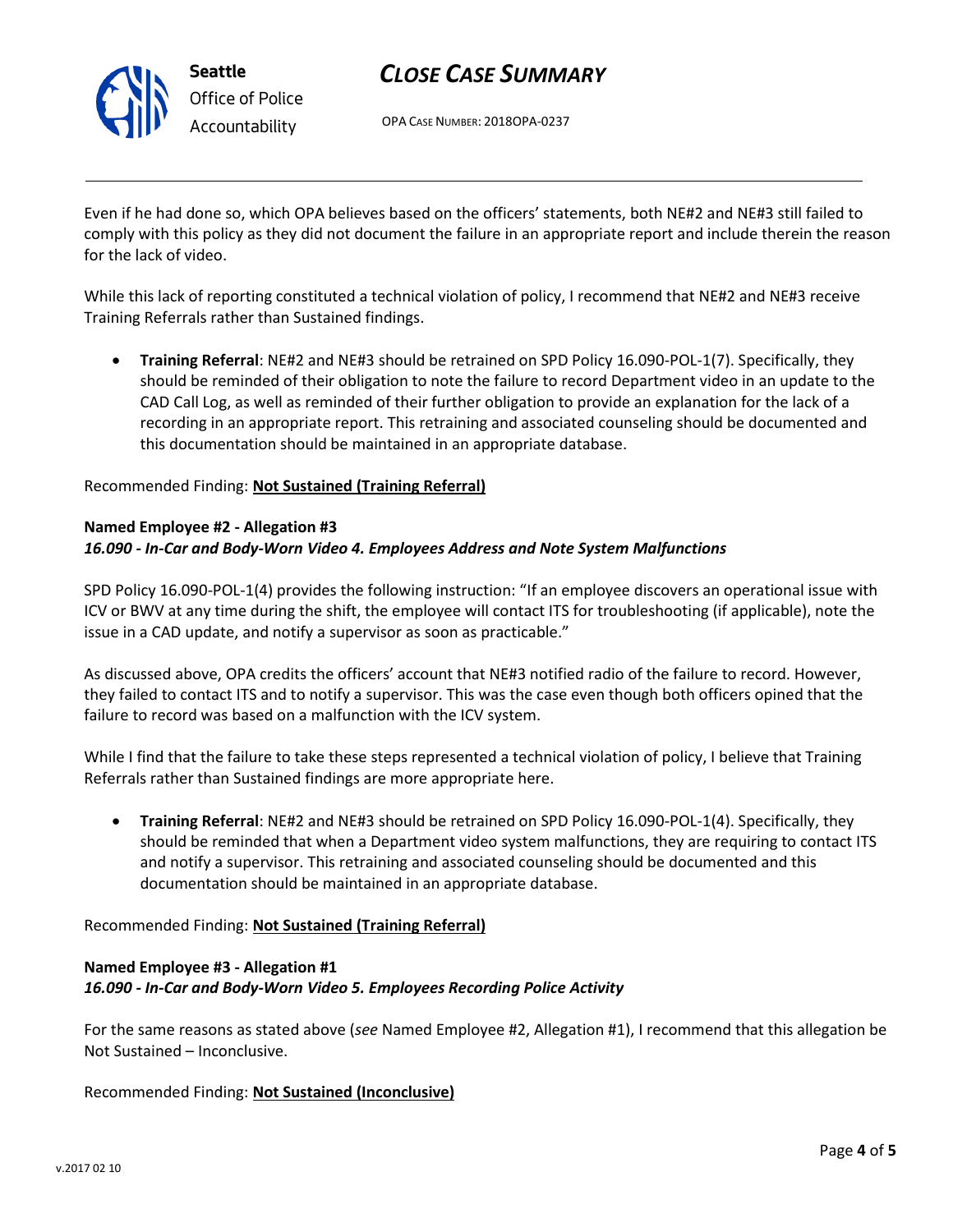Even if he had done so, which OPA believes based on the officers' statements, both NE#2 and NE#3 still failed to comply with this policy as they did not document the failure in an appropriate report and include therein the reason for the lack of video.

While this lack of reporting constituted a technical violation of policy, I recommend that NE#2 and NE#3 receive Training Referrals rather than Sustained findings.

- **Training Referral**: NE#2 and NE#3 should be retrained on SPD Policy 16.090-POL-1(7). Specifically, they should be reminded of their obligation to note the failure to record Department video in an update to the CAD Call Log, as well as reminded of their further obligation to provide an explanation for the lack of a recording in an appropriate report. This retraining and associated counseling should be documented and this documentation should be maintained in an appropriate database.

Recommended Finding: **Not Sustained (Training Referral)**

**Named Employee #2 - Allegation #3**
***16.090 - In-Car and Body-Worn Video 4. Employees Address and Note System Malfunctions***

SPD Policy 16.090-POL-1(4) provides the following instruction: "If an employee discovers an operational issue with ICV or BWV at any time during the shift, the employee will contact ITS for troubleshooting (if applicable), note the issue in a CAD update, and notify a supervisor as soon as practicable."

As discussed above, OPA credits the officers' account that NE#3 notified radio of the failure to record. However, they failed to contact ITS and to notify a supervisor. This was the case even though both officers opined that the failure to record was based on a malfunction with the ICV system.

While I find that the failure to take these steps represented a technical violation of policy, I believe that Training Referrals rather than Sustained findings are more appropriate here.

- **Training Referral**: NE#2 and NE#3 should be retrained on SPD Policy 16.090-POL-1(4). Specifically, they should be reminded that when a Department video system malfunctions, they are requiring to contact ITS and notify a supervisor. This retraining and associated counseling should be documented and this documentation should be maintained in an appropriate database.

Recommended Finding: **Not Sustained (Training Referral)**

**Named Employee #3 - Allegation #1**
***16.090 - In-Car and Body-Worn Video 5. Employees Recording Police Activity***

For the same reasons as stated above (*see* Named Employee #2, Allegation #1), I recommend that this allegation be Not Sustained – Inconclusive.

Recommended Finding: **Not Sustained (Inconclusive)**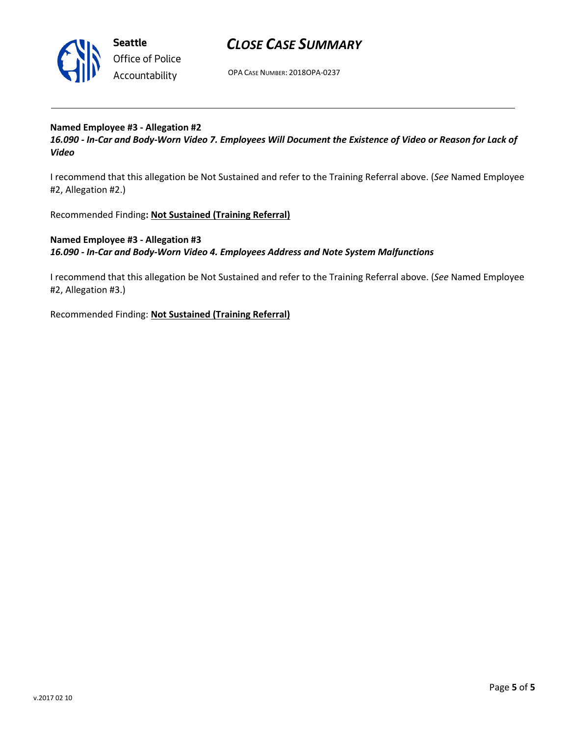**Named Employee #3 - Allegation #2**
***16.090 - In-Car and Body-Worn Video 7. Employees Will Document the Existence of Video or Reason for Lack of Video***

I recommend that this allegation be Not Sustained and refer to the Training Referral above. (*See* Named Employee #2, Allegation #2.)

Recommended Finding**: Not Sustained (Training Referral)**

**Named Employee #3 - Allegation #3**
***16.090 - In-Car and Body-Worn Video 4. Employees Address and Note System Malfunctions***

I recommend that this allegation be Not Sustained and refer to the Training Referral above. (*See* Named Employee #2, Allegation #3.)

Recommended Finding: **Not Sustained (Training Referral)**